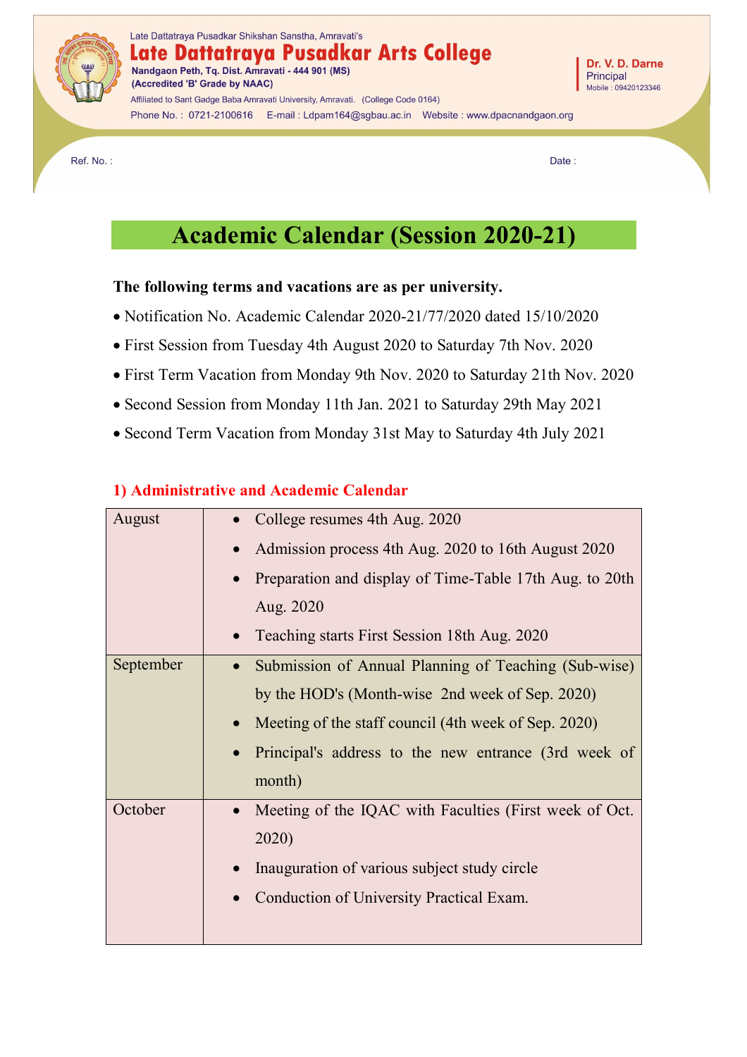Late Dattatraya Pusadkar Shikshan Sanstha, Amravati's

# Late Dattatraya Pusadkar Arts College

**Nandgaon Peth, Tq. Dist. Amravati - 444 901 (MS)**
**(Accredited 'B' Grade by NAAC)**

Affiliated to Sant Gadge Baba Amravati University, Amravati. (College Code 0164)

Phone No. : 0721-2100616 E-mail : Ldpam164@sgbau.ac.in Website : www.dpacnandgaon.org

**Dr. V. D. Darne**
Principal
Mobile : 09420123346

Ref. No. : Date :

# Academic Calendar (Session 2020-21)

**The following terms and vacations are as per university.**

- Notification No. Academic Calendar 2020-21/77/2020 dated 15/10/2020
- First Session from Tuesday 4th August 2020 to Saturday 7th Nov. 2020
- First Term Vacation from Monday 9th Nov. 2020 to Saturday 21th Nov. 2020
- Second Session from Monday 11th Jan. 2021 to Saturday 29th May 2021
- Second Term Vacation from Monday 31st May to Saturday 4th July 2021

## 1) Administrative and Academic Calendar

| Month | Activities |
|---|---|
| August | • College resumes 4th Aug. 2020<br>• Admission process 4th Aug. 2020 to 16th August 2020<br>• Preparation and display of Time-Table 17th Aug. to 20th Aug. 2020<br>• Teaching starts First Session 18th Aug. 2020 |
| September | • Submission of Annual Planning of Teaching (Sub-wise) by the HOD's (Month-wise 2nd week of Sep. 2020)<br>• Meeting of the staff council (4th week of Sep. 2020)<br>• Principal's address to the new entrance (3rd week of month) |
| October | • Meeting of the IQAC with Faculties (First week of Oct. 2020)<br>• Inauguration of various subject study circle<br>• Conduction of University Practical Exam. |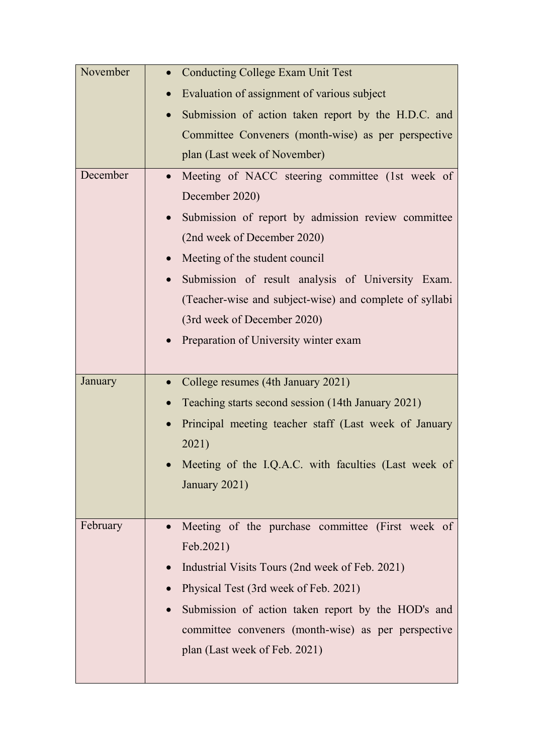| | |
|---|---|
| November | • Conducting College Exam Unit Test<br>• Evaluation of assignment of various subject<br>• Submission of action taken report by the H.D.C. and Committee Conveners (month-wise) as per perspective plan (Last week of November) |
| December | • Meeting of NACC steering committee (1st week of December 2020)<br>• Submission of report by admission review committee (2nd week of December 2020)<br>• Meeting of the student council<br>• Submission of result analysis of University Exam. (Teacher-wise and subject-wise) and complete of syllabi (3rd week of December 2020)<br>• Preparation of University winter exam |
| January | • College resumes (4th January 2021)<br>• Teaching starts second session (14th January 2021)<br>• Principal meeting teacher staff (Last week of January 2021)<br>• Meeting of the I.Q.A.C. with faculties (Last week of January 2021) |
| February | • Meeting of the purchase committee (First week of Feb.2021)<br>• Industrial Visits Tours (2nd week of Feb. 2021)<br>• Physical Test (3rd week of Feb. 2021)<br>• Submission of action taken report by the HOD's and committee conveners (month-wise) as per perspective plan (Last week of Feb. 2021) |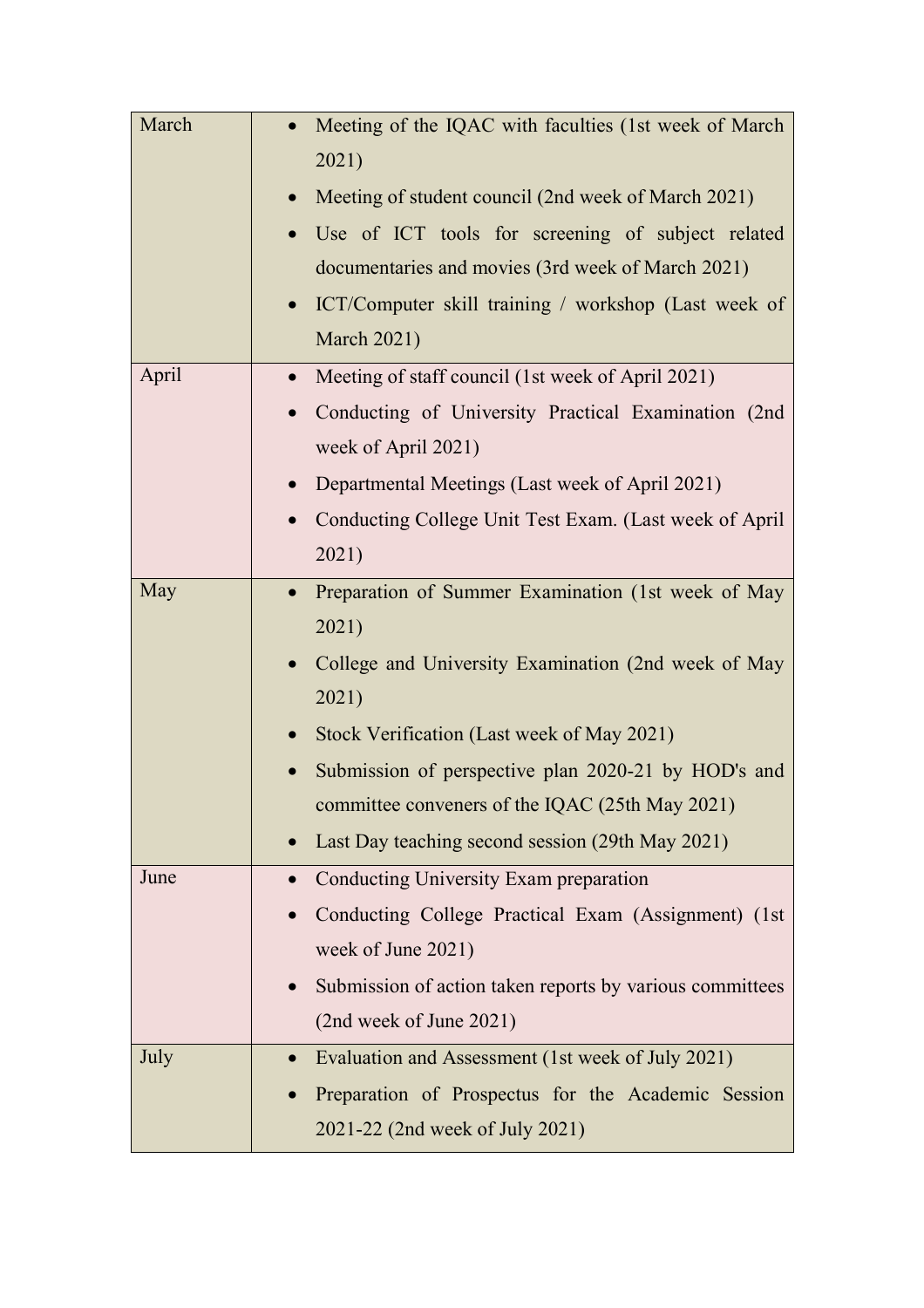| | |
|---|---|
| March | • Meeting of the IQAC with faculties (1st week of March 2021)<br>• Meeting of student council (2nd week of March 2021)<br>• Use of ICT tools for screening of subject related documentaries and movies (3rd week of March 2021)<br>• ICT/Computer skill training / workshop (Last week of March 2021) |
| April | • Meeting of staff council (1st week of April 2021)<br>• Conducting of University Practical Examination (2nd week of April 2021)<br>• Departmental Meetings (Last week of April 2021)<br>• Conducting College Unit Test Exam. (Last week of April 2021) |
| May | • Preparation of Summer Examination (1st week of May 2021)<br>• College and University Examination (2nd week of May 2021)<br>• Stock Verification (Last week of May 2021)<br>• Submission of perspective plan 2020-21 by HOD's and committee conveners of the IQAC (25th May 2021)<br>• Last Day teaching second session (29th May 2021) |
| June | • Conducting University Exam preparation<br>• Conducting College Practical Exam (Assignment) (1st week of June 2021)<br>• Submission of action taken reports by various committees (2nd week of June 2021) |
| July | • Evaluation and Assessment (1st week of July 2021)<br>• Preparation of Prospectus for the Academic Session 2021-22 (2nd week of July 2021) |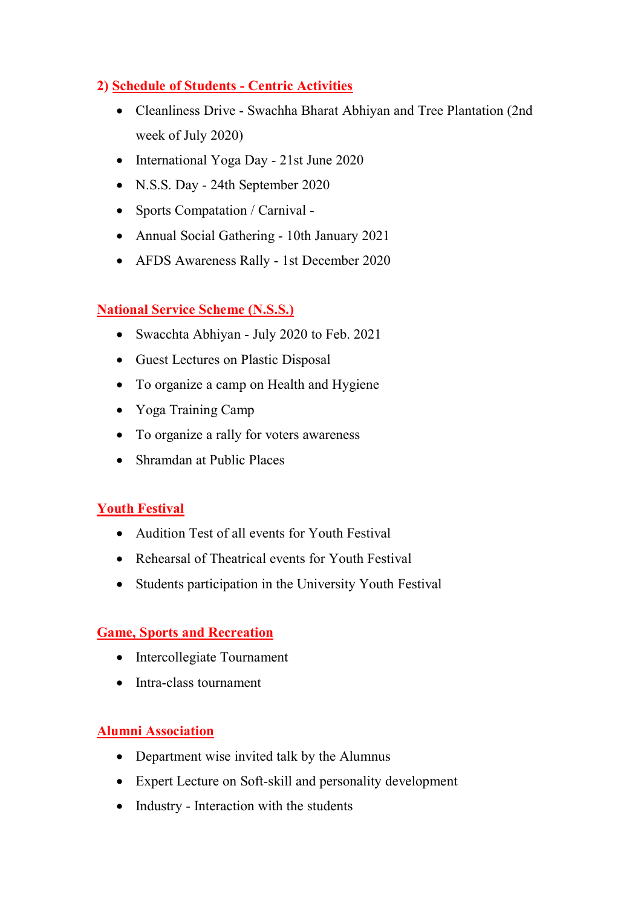## 2) Schedule of Students - Centric Activities

- Cleanliness Drive - Swachha Bharat Abhiyan and Tree Plantation (2nd week of July 2020)
- International Yoga Day - 21st June 2020
- N.S.S. Day - 24th September 2020
- Sports Compatation / Carnival -
- Annual Social Gathering - 10th January 2021
- AFDS Awareness Rally - 1st December 2020

## National Service Scheme (N.S.S.)

- Swacchta Abhiyan - July 2020 to Feb. 2021
- Guest Lectures on Plastic Disposal
- To organize a camp on Health and Hygiene
- Yoga Training Camp
- To organize a rally for voters awareness
- Shramdan at Public Places

## Youth Festival

- Audition Test of all events for Youth Festival
- Rehearsal of Theatrical events for Youth Festival
- Students participation in the University Youth Festival

## Game, Sports and Recreation

- Intercollegiate Tournament
- Intra-class tournament

## Alumni Association

- Department wise invited talk by the Alumnus
- Expert Lecture on Soft-skill and personality development
- Industry - Interaction with the students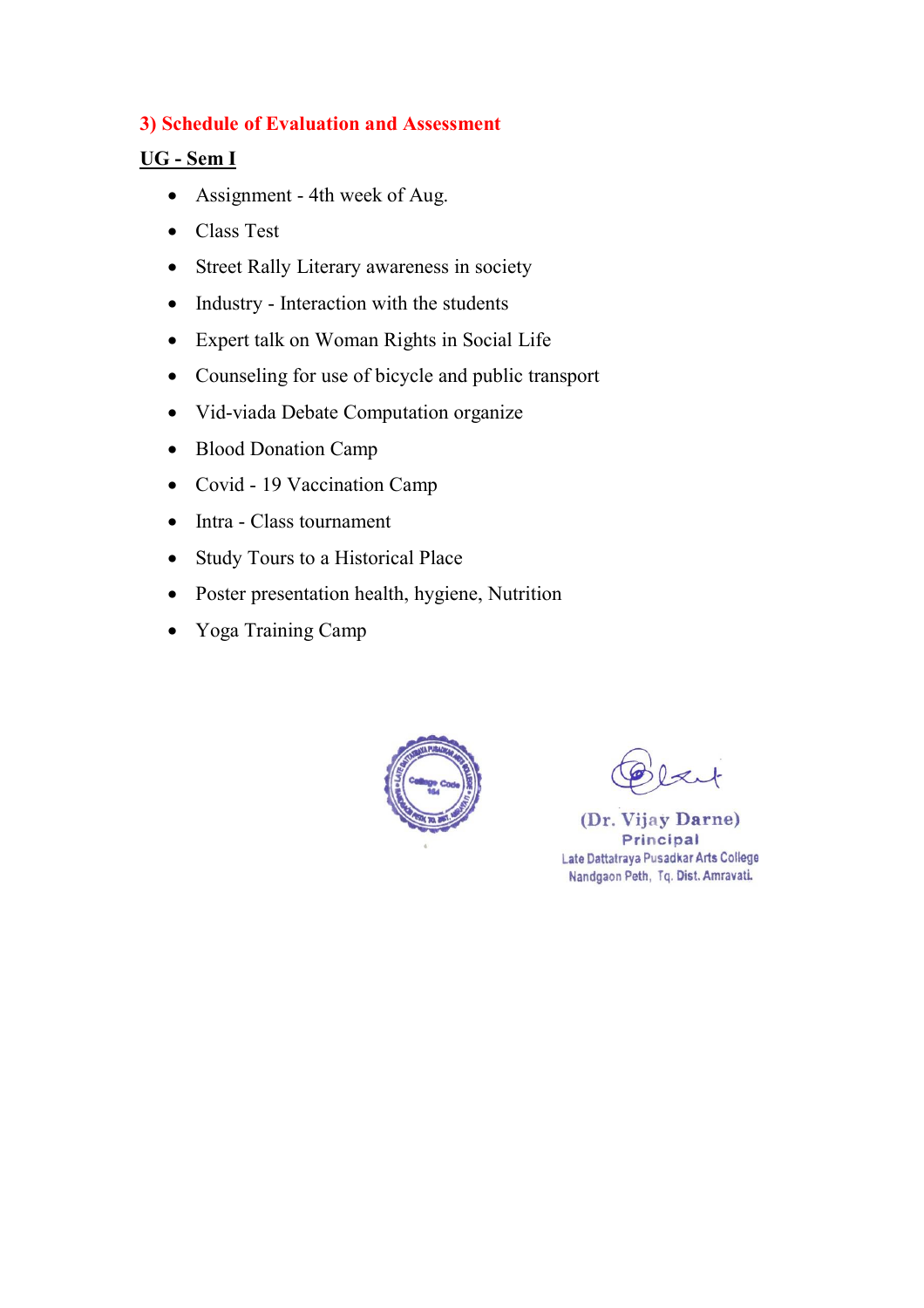## 3) Schedule of Evaluation and Assessment

**UG - Sem I**

- Assignment - 4th week of Aug.
- Class Test
- Street Rally Literary awareness in society
- Industry - Interaction with the students
- Expert talk on Woman Rights in Social Life
- Counseling for use of bicycle and public transport
- Vid-viada Debate Computation organize
- Blood Donation Camp
- Covid - 19 Vaccination Camp
- Intra - Class tournament
- Study Tours to a Historical Place
- Poster presentation health, hygiene, Nutrition
- Yoga Training Camp

(Dr. Vijay Darne)
Principal
Late Dattatraya Pusadkar Arts College
Nandgaon Peth, Tq. Dist. Amravati.